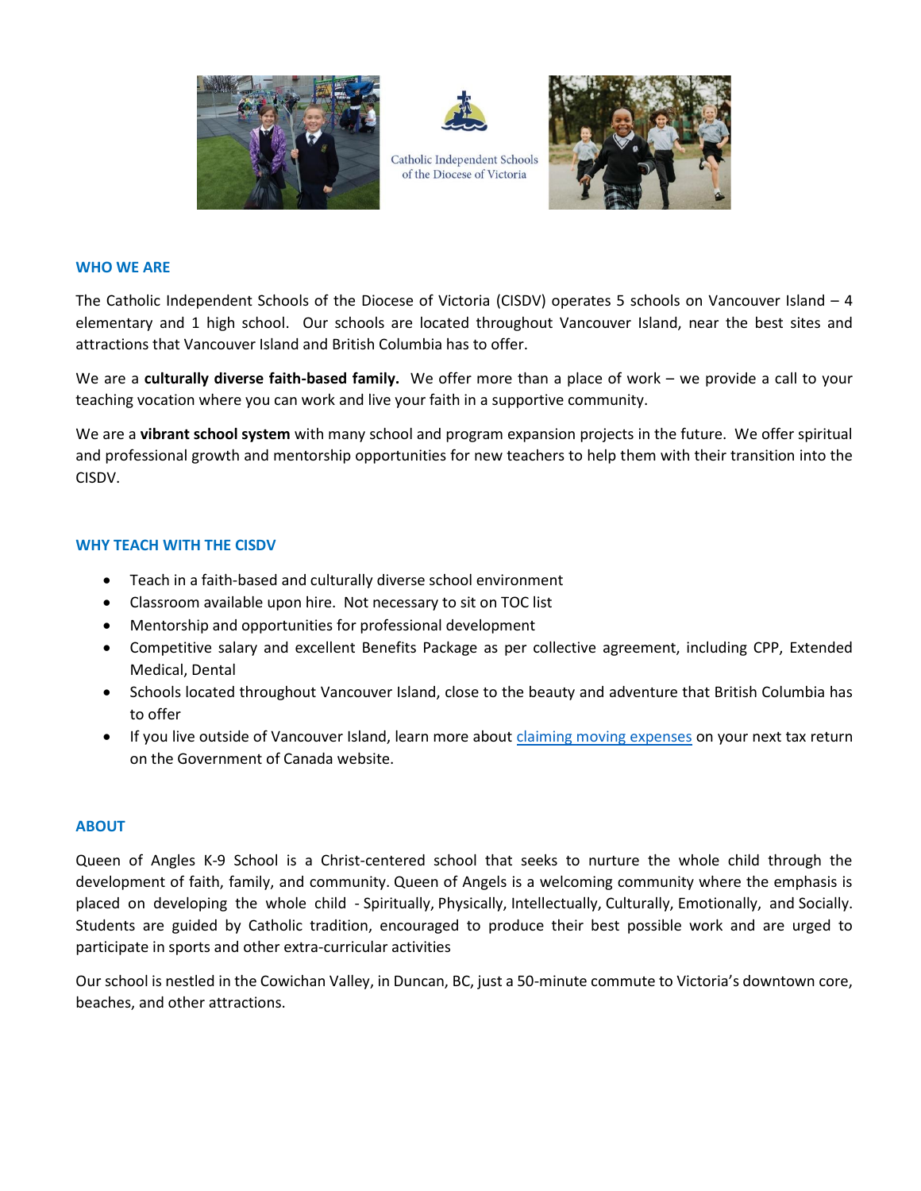Catholic Independent Schools of the Diocese of Victoria

## WHO WE ARE

The Catholic Independent Schools of the Diocese of Victoria (CISDV) operates 5 schools on Vancouver Island – 4 elementary and 1 high school. Our schools are located throughout Vancouver Island, near the best sites and attractions that Vancouver Island and British Columbia has to offer.

We are a **culturally diverse faith-based family.** We offer more than a place of work – we provide a call to your teaching vocation where you can work and live your faith in a supportive community.

We are a **vibrant school system** with many school and program expansion projects in the future. We offer spiritual and professional growth and mentorship opportunities for new teachers to help them with their transition into the CISDV.

## WHY TEACH WITH THE CISDV

- Teach in a faith-based and culturally diverse school environment
- Classroom available upon hire. Not necessary to sit on TOC list
- Mentorship and opportunities for professional development
- Competitive salary and excellent Benefits Package as per collective agreement, including CPP, Extended Medical, Dental
- Schools located throughout Vancouver Island, close to the beauty and adventure that British Columbia has to offer
- If you live outside of Vancouver Island, learn more about claiming moving expenses on your next tax return on the Government of Canada website.

## ABOUT

Queen of Angles K-9 School is a Christ-centered school that seeks to nurture the whole child through the development of faith, family, and community. Queen of Angels is a welcoming community where the emphasis is placed on developing the whole child - Spiritually, Physically, Intellectually, Culturally, Emotionally, and Socially. Students are guided by Catholic tradition, encouraged to produce their best possible work and are urged to participate in sports and other extra-curricular activities

Our school is nestled in the Cowichan Valley, in Duncan, BC, just a 50-minute commute to Victoria's downtown core, beaches, and other attractions.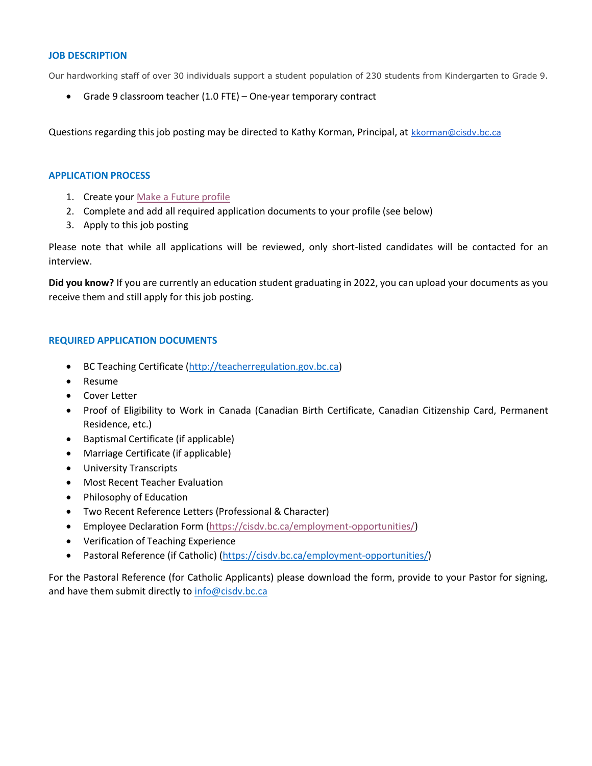## JOB DESCRIPTION

Our hardworking staff of over 30 individuals support a student population of 230 students from Kindergarten to Grade 9.

- Grade 9 classroom teacher (1.0 FTE) – One-year temporary contract

Questions regarding this job posting may be directed to Kathy Korman, Principal, at kkorman@cisdv.bc.ca

## APPLICATION PROCESS

1. Create your Make a Future profile
2. Complete and add all required application documents to your profile (see below)
3. Apply to this job posting

Please note that while all applications will be reviewed, only short-listed candidates will be contacted for an interview.

**Did you know?** If you are currently an education student graduating in 2022, you can upload your documents as you receive them and still apply for this job posting.

## REQUIRED APPLICATION DOCUMENTS

- BC Teaching Certificate (http://teacherregulation.gov.bc.ca)
- Resume
- Cover Letter
- Proof of Eligibility to Work in Canada (Canadian Birth Certificate, Canadian Citizenship Card, Permanent Residence, etc.)
- Baptismal Certificate (if applicable)
- Marriage Certificate (if applicable)
- University Transcripts
- Most Recent Teacher Evaluation
- Philosophy of Education
- Two Recent Reference Letters (Professional & Character)
- Employee Declaration Form (https://cisdv.bc.ca/employment-opportunities/)
- Verification of Teaching Experience
- Pastoral Reference (if Catholic) (https://cisdv.bc.ca/employment-opportunities/)

For the Pastoral Reference (for Catholic Applicants) please download the form, provide to your Pastor for signing, and have them submit directly to info@cisdv.bc.ca